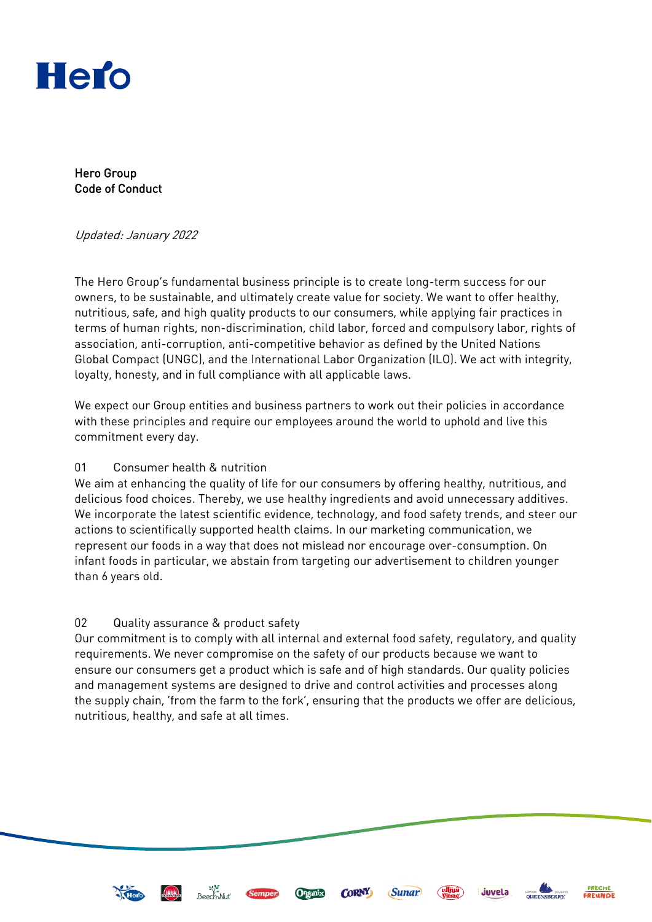# Hero Group Code of Conduct

*Updated: January 2022*

The Hero Group's fundamental business principle is to create long-term success for our owners, to be sustainable, and ultimately create value for society. We want to offer healthy, nutritious, safe, and high quality products to our consumers, while applying fair practices in terms of human rights, non-discrimination, child labor, forced and compulsory labor, rights of association, anti-corruption, anti-competitive behavior as defined by the United Nations Global Compact (UNGC), and the International Labor Organization (ILO). We act with integrity, loyalty, honesty, and in full compliance with all applicable laws.

We expect our Group entities and business partners to work out their policies in accordance with these principles and require our employees around the world to uphold and live this commitment every day.

## 01 Consumer health & nutrition

We aim at enhancing the quality of life for our consumers by offering healthy, nutritious, and delicious food choices. Thereby, we use healthy ingredients and avoid unnecessary additives. We incorporate the latest scientific evidence, technology, and food safety trends, and steer our actions to scientifically supported health claims. In our marketing communication, we represent our foods in a way that does not mislead nor encourage over-consumption. On infant foods in particular, we abstain from targeting our advertisement to children younger than 6 years old.

## 02 Quality assurance & product safety

Our commitment is to comply with all internal and external food safety, regulatory, and quality requirements. We never compromise on the safety of our products because we want to ensure our consumers get a product which is safe and of high standards. Our quality policies and management systems are designed to drive and control activities and processes along the supply chain, 'from the farm to the fork', ensuring that the products we offer are delicious, nutritious, healthy, and safe at all times.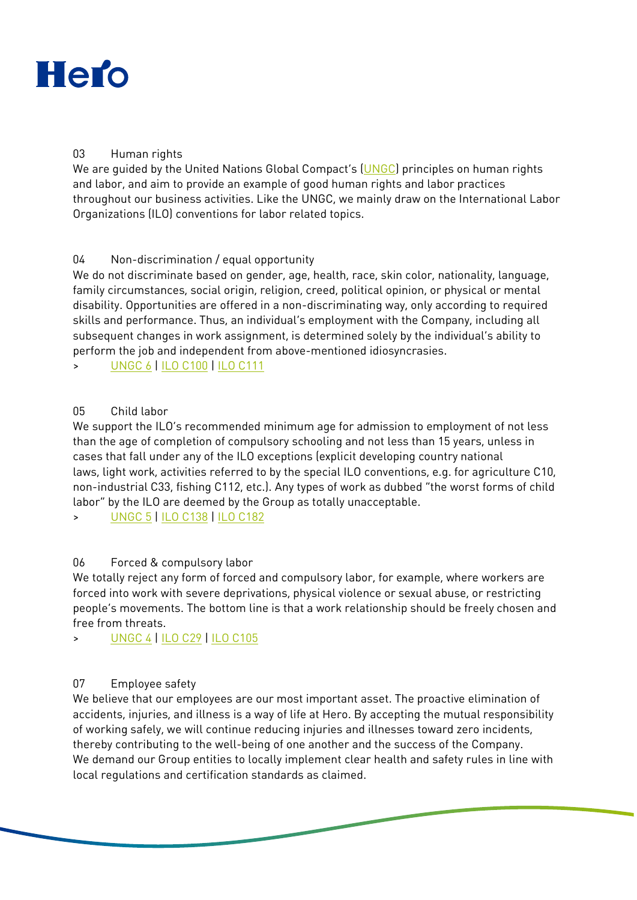## 03 Human rights

We are guided by the United Nations Global Compact's (UNGC) principles on human rights and labor, and aim to provide an example of good human rights and labor practices throughout our business activities. Like the UNGC, we mainly draw on the International Labor Organizations (ILO) conventions for labor related topics.

## 04 Non-discrimination / equal opportunity

We do not discriminate based on gender, age, health, race, skin color, nationality, language, family circumstances, social origin, religion, creed, political opinion, or physical or mental disability. Opportunities are offered in a non-discriminating way, only according to required skills and performance. Thus, an individual's employment with the Company, including all subsequent changes in work assignment, is determined solely by the individual's ability to perform the job and independent from above-mentioned idiosyncrasies.

> UNGC 6 | ILO C100 | ILO C111

## 05 Child labor

We support the ILO's recommended minimum age for admission to employment of not less than the age of completion of compulsory schooling and not less than 15 years, unless in cases that fall under any of the ILO exceptions (explicit developing country national laws, light work, activities referred to by the special ILO conventions, e.g. for agriculture C10, non-industrial C33, fishing C112, etc.). Any types of work as dubbed "the worst forms of child labor" by the ILO are deemed by the Group as totally unacceptable.

> UNGC 5 | ILO C138 | ILO C182

## 06 Forced & compulsory labor

We totally reject any form of forced and compulsory labor, for example, where workers are forced into work with severe deprivations, physical violence or sexual abuse, or restricting people's movements. The bottom line is that a work relationship should be freely chosen and free from threats.

> UNGC 4 | ILO C29 | ILO C105

## 07 Employee safety

We believe that our employees are our most important asset. The proactive elimination of accidents, injuries, and illness is a way of life at Hero. By accepting the mutual responsibility of working safely, we will continue reducing injuries and illnesses toward zero incidents, thereby contributing to the well-being of one another and the success of the Company. We demand our Group entities to locally implement clear health and safety rules in line with local regulations and certification standards as claimed.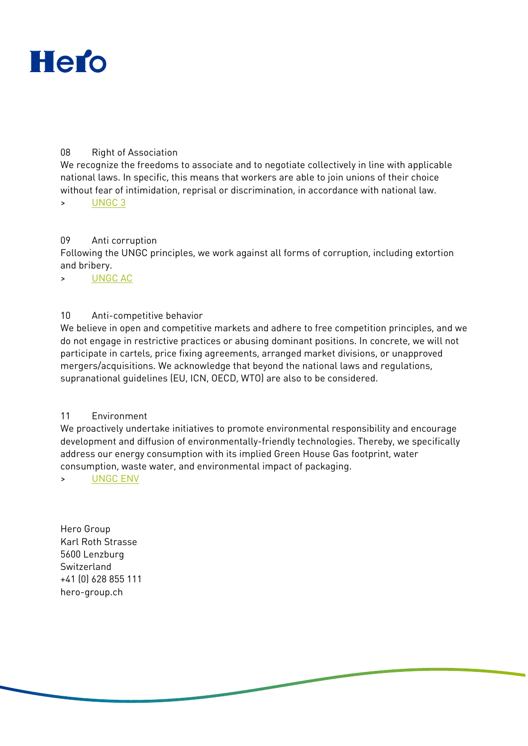## 08 Right of Association

We recognize the freedoms to associate and to negotiate collectively in line with applicable national laws. In specific, this means that workers are able to join unions of their choice without fear of intimidation, reprisal or discrimination, in accordance with national law.

> UNGC 3

## 09 Anti corruption

Following the UNGC principles, we work against all forms of corruption, including extortion and bribery.

> UNGC AC

## 10 Anti-competitive behavior

We believe in open and competitive markets and adhere to free competition principles, and we do not engage in restrictive practices or abusing dominant positions. In concrete, we will not participate in cartels, price fixing agreements, arranged market divisions, or unapproved mergers/acquisitions. We acknowledge that beyond the national laws and regulations, supranational guidelines (EU, ICN, OECD, WTO) are also to be considered.

## 11 Environment

We proactively undertake initiatives to promote environmental responsibility and encourage development and diffusion of environmentally-friendly technologies. Thereby, we specifically address our energy consumption with its implied Green House Gas footprint, water consumption, waste water, and environmental impact of packaging.

> UNGC ENV

Hero Group
Karl Roth Strasse
5600 Lenzburg
Switzerland
+41 (0) 628 855 111
hero-group.ch